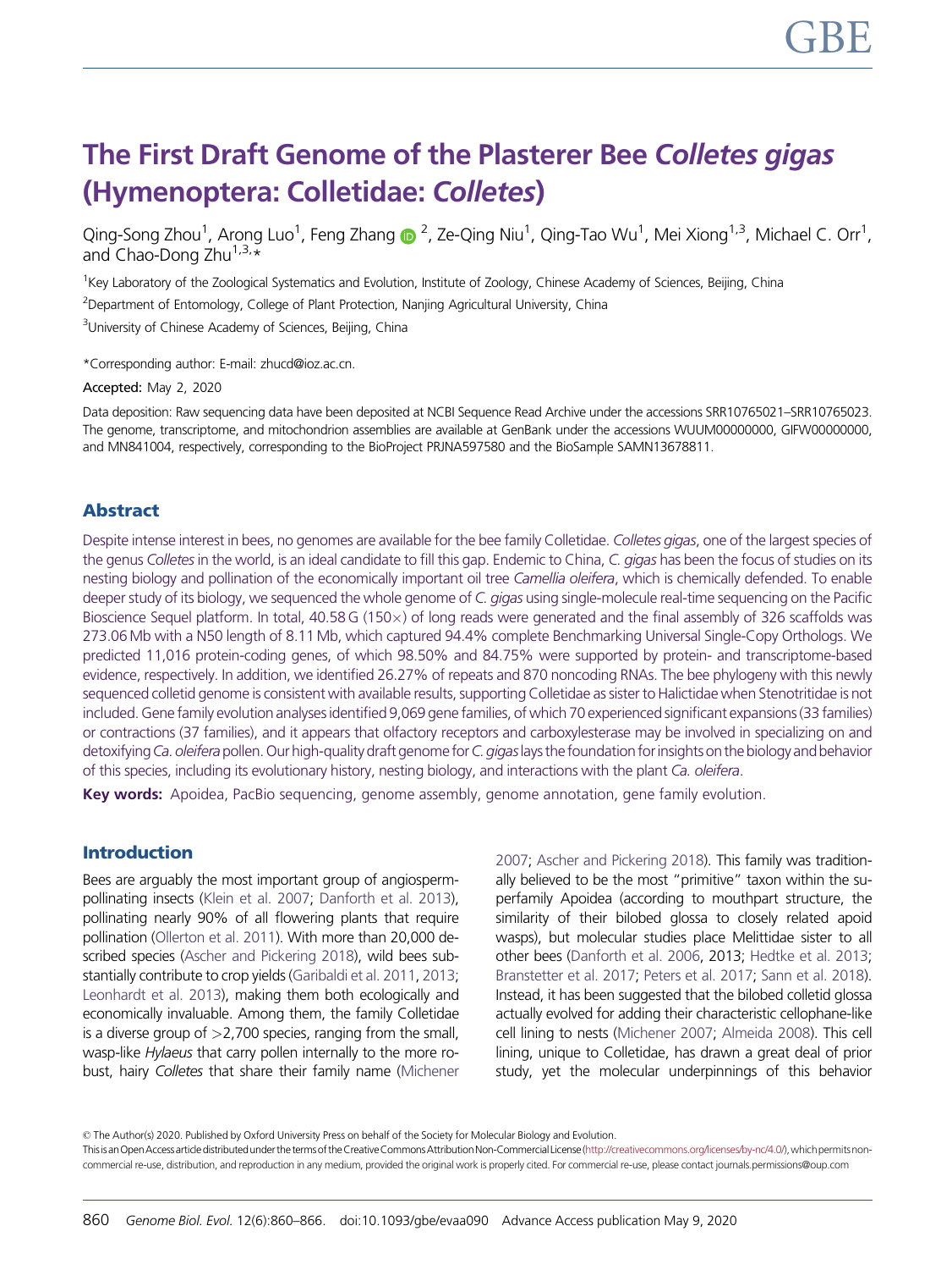# The First Draft Genome of the Plasterer Bee *Colletes gigas* (Hymenoptera: Colletidae: *Colletes*)

Qing-Song Zhou[1], Arong Luo[1], Feng Zhang[2], Ze-Qing Niu[1], Qing-Tao Wu[1], Mei Xiong[1,3], Michael C. Orr[1], and Chao-Dong Zhu[1,3,*]

[1]Key Laboratory of the Zoological Systematics and Evolution, Institute of Zoology, Chinese Academy of Sciences, Beijing, China

[2]Department of Entomology, College of Plant Protection, Nanjing Agricultural University, China

[3]University of Chinese Academy of Sciences, Beijing, China

*Corresponding author: E-mail: zhucd@ioz.ac.cn.

**Accepted:** May 2, 2020

Data deposition: Raw sequencing data have been deposited at NCBI Sequence Read Archive under the accessions SRR10765021–SRR10765023. The genome, transcriptome, and mitochondrion assemblies are available at GenBank under the accessions WUUM00000000, GIFW00000000, and MN841004, respectively, corresponding to the BioProject PRJNA597580 and the BioSample SAMN13678811.

## Abstract

Despite intense interest in bees, no genomes are available for the bee family Colletidae. *Colletes gigas*, one of the largest species of the genus *Colletes* in the world, is an ideal candidate to fill this gap. Endemic to China, *C. gigas* has been the focus of studies on its nesting biology and pollination of the economically important oil tree *Camellia oleifera*, which is chemically defended. To enable deeper study of its biology, we sequenced the whole genome of *C. gigas* using single-molecule real-time sequencing on the Pacific Bioscience Sequel platform. In total, 40.58 G (150×) of long reads were generated and the final assembly of 326 scaffolds was 273.06 Mb with a N50 length of 8.11 Mb, which captured 94.4% complete Benchmarking Universal Single-Copy Orthologs. We predicted 11,016 protein-coding genes, of which 98.50% and 84.75% were supported by protein- and transcriptome-based evidence, respectively. In addition, we identified 26.27% of repeats and 870 noncoding RNAs. The bee phylogeny with this newly sequenced colletid genome is consistent with available results, supporting Colletidae as sister to Halictidae when Stenotritidae is not included. Gene family evolution analyses identified 9,069 gene families, of which 70 experienced significant expansions (33 families) or contractions (37 families), and it appears that olfactory receptors and carboxylesterase may be involved in specializing on and detoxifying *Ca. oleifera* pollen. Our high-quality draft genome for *C. gigas* lays the foundation for insights on the biology and behavior of this species, including its evolutionary history, nesting biology, and interactions with the plant *Ca. oleifera*.

**Key words:** Apoidea, PacBio sequencing, genome assembly, genome annotation, gene family evolution.

## Introduction

Bees are arguably the most important group of angiosperm-pollinating insects (Klein et al. 2007; Danforth et al. 2013), pollinating nearly 90% of all flowering plants that require pollination (Ollerton et al. 2011). With more than 20,000 described species (Ascher and Pickering 2018), wild bees substantially contribute to crop yields (Garibaldi et al. 2011, 2013; Leonhardt et al. 2013), making them both ecologically and economically invaluable. Among them, the family Colletidae is a diverse group of >2,700 species, ranging from the small, wasp-like *Hylaeus* that carry pollen internally to the more robust, hairy *Colletes* that share their family name (Michener 2007; Ascher and Pickering 2018). This family was traditionally believed to be the most "primitive" taxon within the superfamily Apoidea (according to mouthpart structure, the similarity of their bilobed glossa to closely related apoid wasps), but molecular studies place Melittidae sister to all other bees (Danforth et al. 2006, 2013; Hedtke et al. 2013; Branstetter et al. 2017; Peters et al. 2017; Sann et al. 2018). Instead, it has been suggested that the bilobed colletid glossa actually evolved for adding their characteristic cellophane-like cell lining to nests (Michener 2007; Almeida 2008). This cell lining, unique to Colletidae, has drawn a great deal of prior study, yet the molecular underpinnings of this behavior

© The Author(s) 2020. Published by Oxford University Press on behalf of the Society for Molecular Biology and Evolution.
This is an Open Access article distributed under the terms of the Creative Commons Attribution Non-Commercial License (http://creativecommons.org/licenses/by-nc/4.0/), which permits non-commercial re-use, distribution, and reproduction in any medium, provided the original work is properly cited. For commercial re-use, please contact journals.permissions@oup.com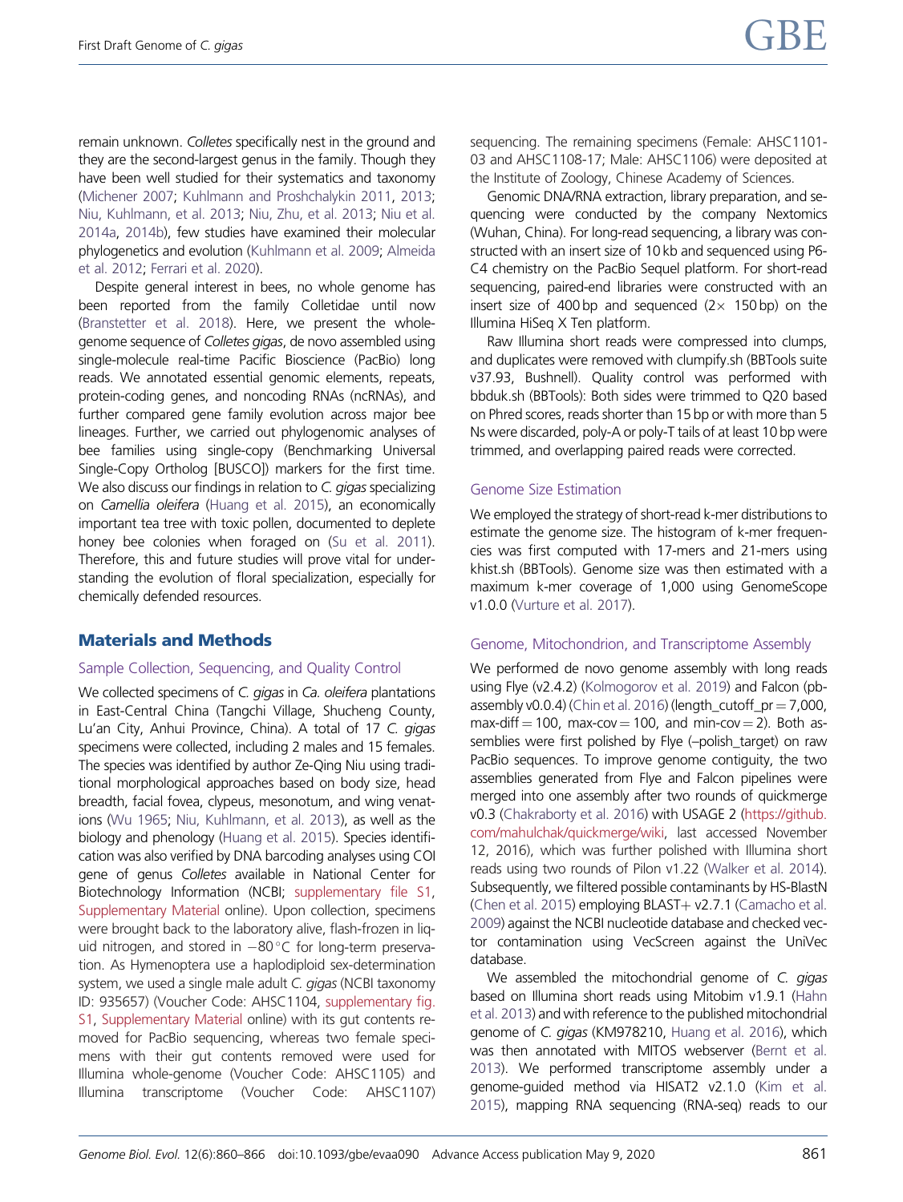remain unknown. *Colletes* specifically nest in the ground and they are the second-largest genus in the family. Though they have been well studied for their systematics and taxonomy (Michener 2007; Kuhlmann and Proshchalykin 2011, 2013; Niu, Kuhlmann, et al. 2013; Niu, Zhu, et al. 2013; Niu et al. 2014a, 2014b), few studies have examined their molecular phylogenetics and evolution (Kuhlmann et al. 2009; Almeida et al. 2012; Ferrari et al. 2020).

Despite general interest in bees, no whole genome has been reported from the family Colletidae until now (Branstetter et al. 2018). Here, we present the whole-genome sequence of *Colletes gigas*, de novo assembled using single-molecule real-time Pacific Bioscience (PacBio) long reads. We annotated essential genomic elements, repeats, protein-coding genes, and noncoding RNAs (ncRNAs), and further compared gene family evolution across major bee lineages. Further, we carried out phylogenomic analyses of bee families using single-copy (Benchmarking Universal Single-Copy Ortholog [BUSCO]) markers for the first time. We also discuss our findings in relation to *C. gigas* specializing on *Camellia oleifera* (Huang et al. 2015), an economically important tea tree with toxic pollen, documented to deplete honey bee colonies when foraged on (Su et al. 2011). Therefore, this and future studies will prove vital for understanding the evolution of floral specialization, especially for chemically defended resources.

## Materials and Methods

### Sample Collection, Sequencing, and Quality Control

We collected specimens of *C. gigas* in *Ca. oleifera* plantations in East-Central China (Tangchi Village, Shucheng County, Lu'an City, Anhui Province, China). A total of 17 *C. gigas* specimens were collected, including 2 males and 15 females. The species was identified by author Ze-Qing Niu using traditional morphological approaches based on body size, head breadth, facial fovea, clypeus, mesonotum, and wing venations (Wu 1965; Niu, Kuhlmann, et al. 2013), as well as the biology and phenology (Huang et al. 2015). Species identification was also verified by DNA barcoding analyses using COI gene of genus *Colletes* available in National Center for Biotechnology Information (NCBI; supplementary file S1, Supplementary Material online). Upon collection, specimens were brought back to the laboratory alive, flash-frozen in liquid nitrogen, and stored in −80 °C for long-term preservation. As Hymenoptera use a haplodiploid sex-determination system, we used a single male adult *C. gigas* (NCBI taxonomy ID: 935657) (Voucher Code: AHSC1104, supplementary fig. S1, Supplementary Material online) with its gut contents removed for PacBio sequencing, whereas two female specimens with their gut contents removed were used for Illumina whole-genome (Voucher Code: AHSC1105) and Illumina transcriptome (Voucher Code: AHSC1107) sequencing. The remaining specimens (Female: AHSC1101-03 and AHSC1108-17; Male: AHSC1106) were deposited at the Institute of Zoology, Chinese Academy of Sciences.

Genomic DNA/RNA extraction, library preparation, and sequencing were conducted by the company Nextomics (Wuhan, China). For long-read sequencing, a library was constructed with an insert size of 10 kb and sequenced using P6-C4 chemistry on the PacBio Sequel platform. For short-read sequencing, paired-end libraries were constructed with an insert size of 400 bp and sequenced (2× 150 bp) on the Illumina HiSeq X Ten platform.

Raw Illumina short reads were compressed into clumps, and duplicates were removed with clumpify.sh (BBTools suite v37.93, Bushnell). Quality control was performed with bbduk.sh (BBTools): Both sides were trimmed to Q20 based on Phred scores, reads shorter than 15 bp or with more than 5 Ns were discarded, poly-A or poly-T tails of at least 10 bp were trimmed, and overlapping paired reads were corrected.

### Genome Size Estimation

We employed the strategy of short-read k-mer distributions to estimate the genome size. The histogram of k-mer frequencies was first computed with 17-mers and 21-mers using khist.sh (BBTools). Genome size was then estimated with a maximum k-mer coverage of 1,000 using GenomeScope v1.0.0 (Vurture et al. 2017).

### Genome, Mitochondrion, and Transcriptome Assembly

We performed de novo genome assembly with long reads using Flye (v2.4.2) (Kolmogorov et al. 2019) and Falcon (pb-assembly v0.0.4) (Chin et al. 2016) (length_cutoff_pr = 7,000, max-diff = 100, max-cov = 100, and min-cov = 2). Both assemblies were first polished by Flye (–polish_target) on raw PacBio sequences. To improve genome contiguity, the two assemblies generated from Flye and Falcon pipelines were merged into one assembly after two rounds of quickmerge v0.3 (Chakraborty et al. 2016) with USAGE 2 (https://github.com/mahulchak/quickmerge/wiki, last accessed November 12, 2016), which was further polished with Illumina short reads using two rounds of Pilon v1.22 (Walker et al. 2014). Subsequently, we filtered possible contaminants by HS-BlastN (Chen et al. 2015) employing BLAST+ v2.7.1 (Camacho et al. 2009) against the NCBI nucleotide database and checked vector contamination using VecScreen against the UniVec database.

We assembled the mitochondrial genome of *C. gigas* based on Illumina short reads using Mitobim v1.9.1 (Hahn et al. 2013) and with reference to the published mitochondrial genome of *C. gigas* (KM978210, Huang et al. 2016), which was then annotated with MITOS webserver (Bernt et al. 2013). We performed transcriptome assembly under a genome-guided method via HISAT2 v2.1.0 (Kim et al. 2015), mapping RNA sequencing (RNA-seq) reads to our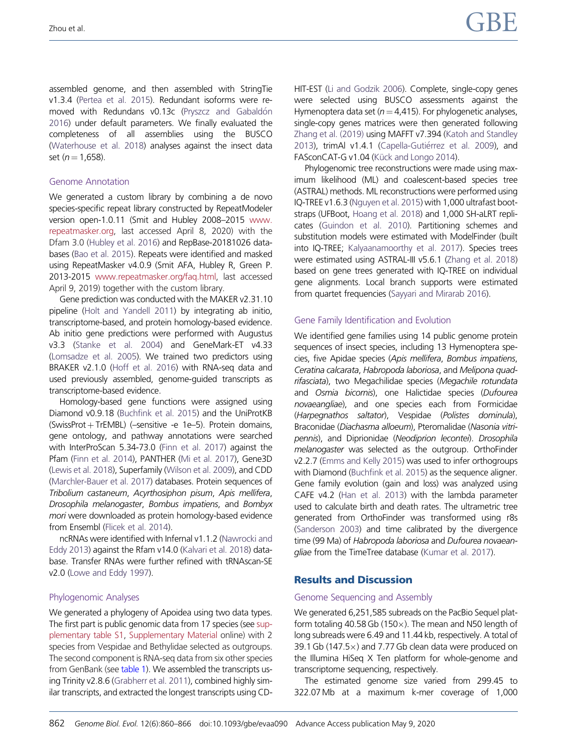assembled genome, and then assembled with StringTie v1.3.4 (Pertea et al. 2015). Redundant isoforms were removed with Redundans v0.13c (Pryszcz and Gabaldón 2016) under default parameters. We finally evaluated the completeness of all assemblies using the BUSCO (Waterhouse et al. 2018) analyses against the insect data set ($n = 1,658$).

### Genome Annotation

We generated a custom library by combining a de novo species-specific repeat library constructed by RepeatModeler version open-1.0.11 (Smit and Hubley 2008–2015 www.repeatmasker.org, last accessed April 8, 2020) with the Dfam 3.0 (Hubley et al. 2016) and RepBase-20181026 databases (Bao et al. 2015). Repeats were identified and masked using RepeatMasker v4.0.9 (Smit AFA, Hubley R, Green P. 2013-2015 www.repeatmasker.org/faq.html, last accessed April 9, 2019) together with the custom library.

Gene prediction was conducted with the MAKER v2.31.10 pipeline (Holt and Yandell 2011) by integrating ab initio, transcriptome-based, and protein homology-based evidence. Ab initio gene predictions were performed with Augustus v3.3 (Stanke et al. 2004) and GeneMark-ET v4.33 (Lomsadze et al. 2005). We trained two predictors using BRAKER v2.1.0 (Hoff et al. 2016) with RNA-seq data and used previously assembled, genome-guided transcripts as transcriptome-based evidence.

Homology-based gene functions were assigned using Diamond v0.9.18 (Buchfink et al. 2015) and the UniProtKB (SwissProt + TrEMBL) (–sensitive -e 1e–5). Protein domains, gene ontology, and pathway annotations were searched with InterProScan 5.34-73.0 (Finn et al. 2017) against the Pfam (Finn et al. 2014), PANTHER (Mi et al. 2017), Gene3D (Lewis et al. 2018), Superfamily (Wilson et al. 2009), and CDD (Marchler-Bauer et al. 2017) databases. Protein sequences of *Tribolium castaneum*, *Acyrthosiphon pisum*, *Apis mellifera*, *Drosophila melanogaster*, *Bombus impatiens*, and *Bombyx mori* were downloaded as protein homology-based evidence from Ensembl (Flicek et al. 2014).

ncRNAs were identified with Infernal v1.1.2 (Nawrocki and Eddy 2013) against the Rfam v14.0 (Kalvari et al. 2018) database. Transfer RNAs were further refined with tRNAscan-SE v2.0 (Lowe and Eddy 1997).

### Phylogenomic Analyses

We generated a phylogeny of Apoidea using two data types. The first part is public genomic data from 17 species (see supplementary table S1, Supplementary Material online) with 2 species from Vespidae and Bethylidae selected as outgroups. The second component is RNA-seq data from six other species from GenBank (see table 1). We assembled the transcripts using Trinity v2.8.6 (Grabherr et al. 2011), combined highly similar transcripts, and extracted the longest transcripts using CD-HIT-EST (Li and Godzik 2006). Complete, single-copy genes were selected using BUSCO assessments against the Hymenoptera data set ($n = 4,415$). For phylogenetic analyses, single-copy genes matrices were then generated following Zhang et al. (2019) using MAFFT v7.394 (Katoh and Standley 2013), trimAl v1.4.1 (Capella-Gutiérrez et al. 2009), and FASconCAT-G v1.04 (Kück and Longo 2014).

Phylogenomic tree reconstructions were made using maximum likelihood (ML) and coalescent-based species tree (ASTRAL) methods. ML reconstructions were performed using IQ-TREE v1.6.3 (Nguyen et al. 2015) with 1,000 ultrafast bootstraps (UFBoot, Hoang et al. 2018) and 1,000 SH-aLRT replicates (Guindon et al. 2010). Partitioning schemes and substitution models were estimated with ModelFinder (built into IQ-TREE; Kalyaanamoorthy et al. 2017). Species trees were estimated using ASTRAL-III v5.6.1 (Zhang et al. 2018) based on gene trees generated with IQ-TREE on individual gene alignments. Local branch supports were estimated from quartet frequencies (Sayyari and Mirarab 2016).

### Gene Family Identification and Evolution

We identified gene families using 14 public genome protein sequences of insect species, including 13 Hymenoptera species, five Apidae species (*Apis mellifera*, *Bombus impatiens*, *Ceratina calcarata*, *Habropoda laboriosa*, and *Melipona quadrifasciata*), two Megachilidae species (*Megachile rotundata* and *Osmia bicornis*), one Halictidae species (*Dufourea novaeangliae*), and one species each from Formicidae (*Harpegnathos saltator*), Vespidae (*Polistes dominula*), Braconidae (*Diachasma alloeum*), Pteromalidae (*Nasonia vitripennis*), and Diprionidae (*Neodiprion lecontei*). *Drosophila melanogaster* was selected as the outgroup. OrthoFinder v2.2.7 (Emms and Kelly 2015) was used to infer orthogroups with Diamond (Buchfink et al. 2015) as the sequence aligner. Gene family evolution (gain and loss) was analyzed using CAFE v4.2 (Han et al. 2013) with the lambda parameter used to calculate birth and death rates. The ultrametric tree generated from OrthoFinder was transformed using r8s (Sanderson 2003) and time calibrated by the divergence time (99 Ma) of *Habropoda laboriosa* and *Dufourea novaeangliae* from the TimeTree database (Kumar et al. 2017).

## Results and Discussion

### Genome Sequencing and Assembly

We generated 6,251,585 subreads on the PacBio Sequel platform totaling 40.58 Gb (150×). The mean and N50 length of long subreads were 6.49 and 11.44 kb, respectively. A total of 39.1 Gb (147.5×) and 7.77 Gb clean data were produced on the Illumina HiSeq X Ten platform for whole-genome and transcriptome sequencing, respectively.

The estimated genome size varied from 299.45 to 322.07 Mb at a maximum k-mer coverage of 1,000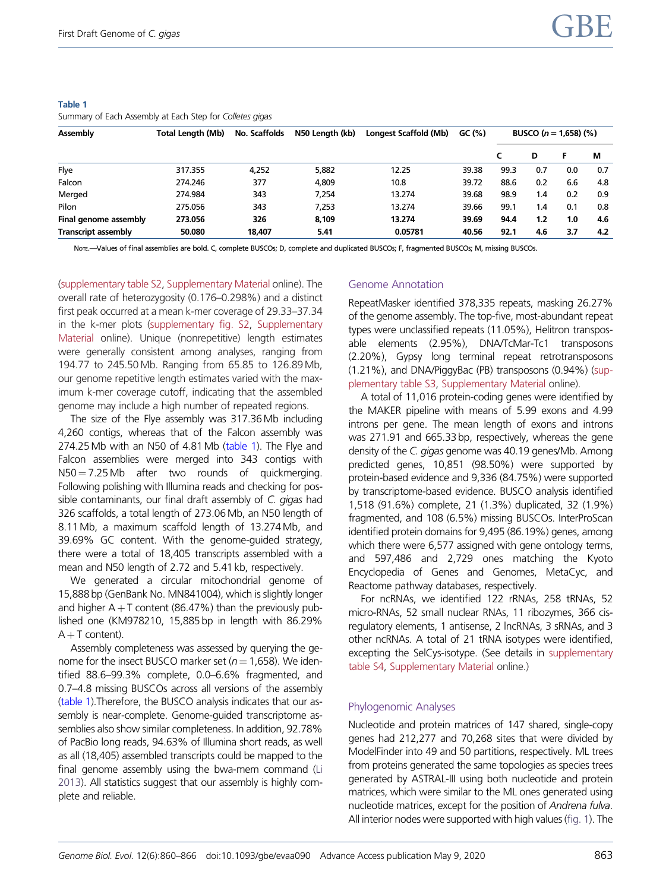**Table 1**
Summary of Each Assembly at Each Step for *Colletes gigas*

| Assembly | Total Length (Mb) | No. Scaffolds | N50 Length (kb) | Longest Scaffold (Mb) | GC (%) | BUSCO (*n* = 1,658) (%) | | | |
|---|---|---|---|---|---|---|---|---|---|
| | | | | | | C | D | F | M |
| Flye | 317.355 | 4,252 | 5,882 | 12.25 | 39.38 | 99.3 | 0.7 | 0.0 | 0.7 |
| Falcon | 274.246 | 377 | 4,809 | 10.8 | 39.72 | 88.6 | 0.2 | 6.6 | 4.8 |
| Merged | 274.984 | 343 | 7,254 | 13.274 | 39.68 | 98.9 | 1.4 | 0.2 | 0.9 |
| Pilon | 275.056 | 343 | 7,253 | 13.274 | 39.66 | 99.1 | 1.4 | 0.1 | 0.8 |
| **Final genome assembly** | **273.056** | **326** | **8,109** | **13.274** | **39.69** | **94.4** | **1.2** | **1.0** | **4.6** |
| **Transcript assembly** | **50.080** | **18,407** | **5.41** | **0.05781** | **40.56** | **92.1** | **4.6** | **3.7** | **4.2** |

Note.—Values of final assemblies are bold. C, complete BUSCOs; D, complete and duplicated BUSCOs; F, fragmented BUSCOs; M, missing BUSCOs.

(supplementary table S2, Supplementary Material online). The overall rate of heterozygosity (0.176–0.298%) and a distinct first peak occurred at a mean k-mer coverage of 29.33–37.34 in the k-mer plots (supplementary fig. S2, Supplementary Material online). Unique (nonrepetitive) length estimates were generally consistent among analyses, ranging from 194.77 to 245.50 Mb. Ranging from 65.85 to 126.89 Mb, our genome repetitive length estimates varied with the maximum k-mer coverage cutoff, indicating that the assembled genome may include a high number of repeated regions.

The size of the Flye assembly was 317.36 Mb including 4,260 contigs, whereas that of the Falcon assembly was 274.25 Mb with an N50 of 4.81 Mb (table 1). The Flye and Falcon assemblies were merged into 343 contigs with N50 = 7.25 Mb after two rounds of quickmerging. Following polishing with Illumina reads and checking for possible contaminants, our final draft assembly of *C. gigas* had 326 scaffolds, a total length of 273.06 Mb, an N50 length of 8.11 Mb, a maximum scaffold length of 13.274 Mb, and 39.69% GC content. With the genome-guided strategy, there were a total of 18,405 transcripts assembled with a mean and N50 length of 2.72 and 5.41 kb, respectively.

We generated a circular mitochondrial genome of 15,888 bp (GenBank No. MN841004), which is slightly longer and higher A + T content (86.47%) than the previously published one (KM978210, 15,885 bp in length with 86.29% A + T content).

Assembly completeness was assessed by querying the genome for the insect BUSCO marker set (*n* = 1,658). We identified 88.6–99.3% complete, 0.0–6.6% fragmented, and 0.7–4.8 missing BUSCOs across all versions of the assembly (table 1).Therefore, the BUSCO analysis indicates that our assembly is near-complete. Genome-guided transcriptome assemblies also show similar completeness. In addition, 92.78% of PacBio long reads, 94.63% of Illumina short reads, as well as all (18,405) assembled transcripts could be mapped to the final genome assembly using the bwa-mem command (Li 2013). All statistics suggest that our assembly is highly complete and reliable.

## Genome Annotation

RepeatMasker identified 378,335 repeats, masking 26.27% of the genome assembly. The top-five, most-abundant repeat types were unclassified repeats (11.05%), Helitron transposable elements (2.95%), DNA/TcMar-Tc1 transposons (2.20%), Gypsy long terminal repeat retrotransposons (1.21%), and DNA/PiggyBac (PB) transposons (0.94%) (supplementary table S3, Supplementary Material online).

A total of 11,016 protein-coding genes were identified by the MAKER pipeline with means of 5.99 exons and 4.99 introns per gene. The mean length of exons and introns was 271.91 and 665.33 bp, respectively, whereas the gene density of the *C. gigas* genome was 40.19 genes/Mb. Among predicted genes, 10,851 (98.50%) were supported by protein-based evidence and 9,336 (84.75%) were supported by transcriptome-based evidence. BUSCO analysis identified 1,518 (91.6%) complete, 21 (1.3%) duplicated, 32 (1.9%) fragmented, and 108 (6.5%) missing BUSCOs. InterProScan identified protein domains for 9,495 (86.19%) genes, among which there were 6,577 assigned with gene ontology terms, and 597,486 and 2,729 ones matching the Kyoto Encyclopedia of Genes and Genomes, MetaCyc, and Reactome pathway databases, respectively.

For ncRNAs, we identified 122 rRNAs, 258 tRNAs, 52 micro-RNAs, 52 small nuclear RNAs, 11 ribozymes, 366 cis-regulatory elements, 1 antisense, 2 lncRNAs, 3 sRNAs, and 3 other ncRNAs. A total of 21 tRNA isotypes were identified, excepting the SelCys-isotype. (See details in supplementary table S4, Supplementary Material online.)

## Phylogenomic Analyses

Nucleotide and protein matrices of 147 shared, single-copy genes had 212,277 and 70,268 sites that were divided by ModelFinder into 49 and 50 partitions, respectively. ML trees from proteins generated the same topologies as species trees generated by ASTRAL-III using both nucleotide and protein matrices, which were similar to the ML ones generated using nucleotide matrices, except for the position of *Andrena fulva*. All interior nodes were supported with high values (fig. 1). The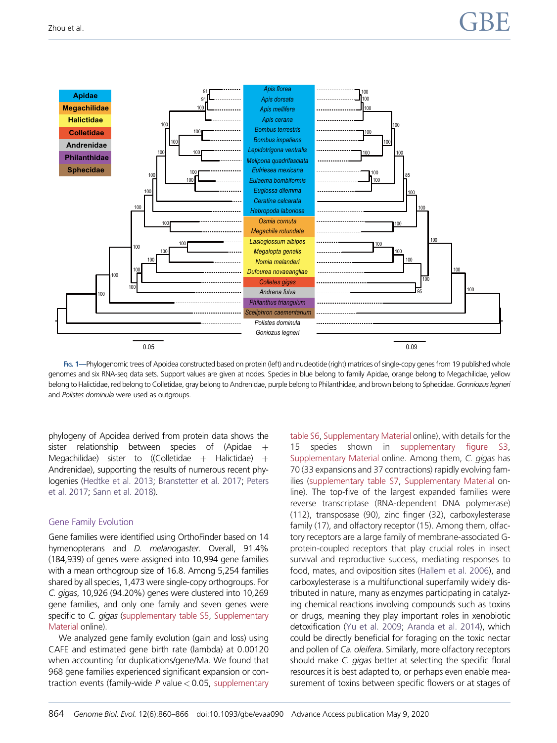Apidae

Megachilidae

Halictidae

Colletidae

Andrenidae

Philanthidae

Sphecidae

Apis florea

Apis dorsata

Apis mellifera

Apis cerana

Bombus terrestris

Bombus impatiens

Lepidotrigona ventralis

Melipona quadrifasciata

Eufriesea mexicana

Eulaema bombiformis

Euglossa dilemma

Ceratina calcarata

Habropoda laboriosa

Osmia cornuta

Megachile rotundata

Lasioglossum albipes

Megalopta genalis

Nomia melanderi

Dufourea novaeangliae

Colletes gigas

Andrena fulva

Philanthus triangulum

Sceliphron caementarium

Polistes dominula

Goniozus legneri

91 91 100 100 100 100 100 100 100 100 100 100 100 100 100 100 100 100 100 100 100 100 100

100 100 100 100 100 100 100 100 100 100 85 100 100 100 100 100 100 100 100 100 95 100

0.05

0.09

**Fig. 1**—Phylogenomic trees of Apoidea constructed based on protein (left) and nucleotide (right) matrices of single-copy genes from 19 published whole genomes and six RNA-seq data sets. Support values are given at nodes. Species in blue belong to family Apidae, orange belong to Megachilidae, yellow belong to Halictidae, red belong to Colletidae, gray belong to Andrenidae, purple belong to Philanthidae, and brown belong to Sphecidae. *Gonniozus legneri* and *Polistes dominula* were used as outgroups.

phylogeny of Apoidea derived from protein data shows the sister relationship between species of (Apidae + Megachilidae) sister to ((Colletidae + Halictidae) + Andrenidae), supporting the results of numerous recent phylogenies (Hedtke et al. 2013; Branstetter et al. 2017; Peters et al. 2017; Sann et al. 2018).

## Gene Family Evolution

Gene families were identified using OrthoFinder based on 14 hymenopterans and *D. melanogaster*. Overall, 91.4% (184,939) of genes were assigned into 10,994 gene families with a mean orthogroup size of 16.8. Among 5,254 families shared by all species, 1,473 were single-copy orthogroups. For *C. gigas*, 10,926 (94.20%) genes were clustered into 10,269 gene families, and only one family and seven genes were specific to *C. gigas* (supplementary table S5, Supplementary Material online).

We analyzed gene family evolution (gain and loss) using CAFE and estimated gene birth rate (lambda) at 0.00120 when accounting for duplications/gene/Ma. We found that 968 gene families experienced significant expansion or contraction events (family-wide $P$ value $< 0.05$, supplementary table S6, Supplementary Material online), with details for the 15 species shown in supplementary figure S3, Supplementary Material online. Among them, *C. gigas* has 70 (33 expansions and 37 contractions) rapidly evolving families (supplementary table S7, Supplementary Material online). The top-five of the largest expanded families were reverse transcriptase (RNA-dependent DNA polymerase) (112), transposase (90), zinc finger (32), carboxylesterase family (17), and olfactory receptor (15). Among them, olfactory receptors are a large family of membrane-associated G-protein-coupled receptors that play crucial roles in insect survival and reproductive success, mediating responses to food, mates, and oviposition sites (Hallem et al. 2006), and carboxylesterase is a multifunctional superfamily widely distributed in nature, many as enzymes participating in catalyzing chemical reactions involving compounds such as toxins or drugs, meaning they play important roles in xenobiotic detoxification (Yu et al. 2009; Aranda et al. 2014), which could be directly beneficial for foraging on the toxic nectar and pollen of *Ca. oleifera*. Similarly, more olfactory receptors should make *C. gigas* better at selecting the specific floral resources it is best adapted to, or perhaps even enable measurement of toxins between specific flowers or at stages of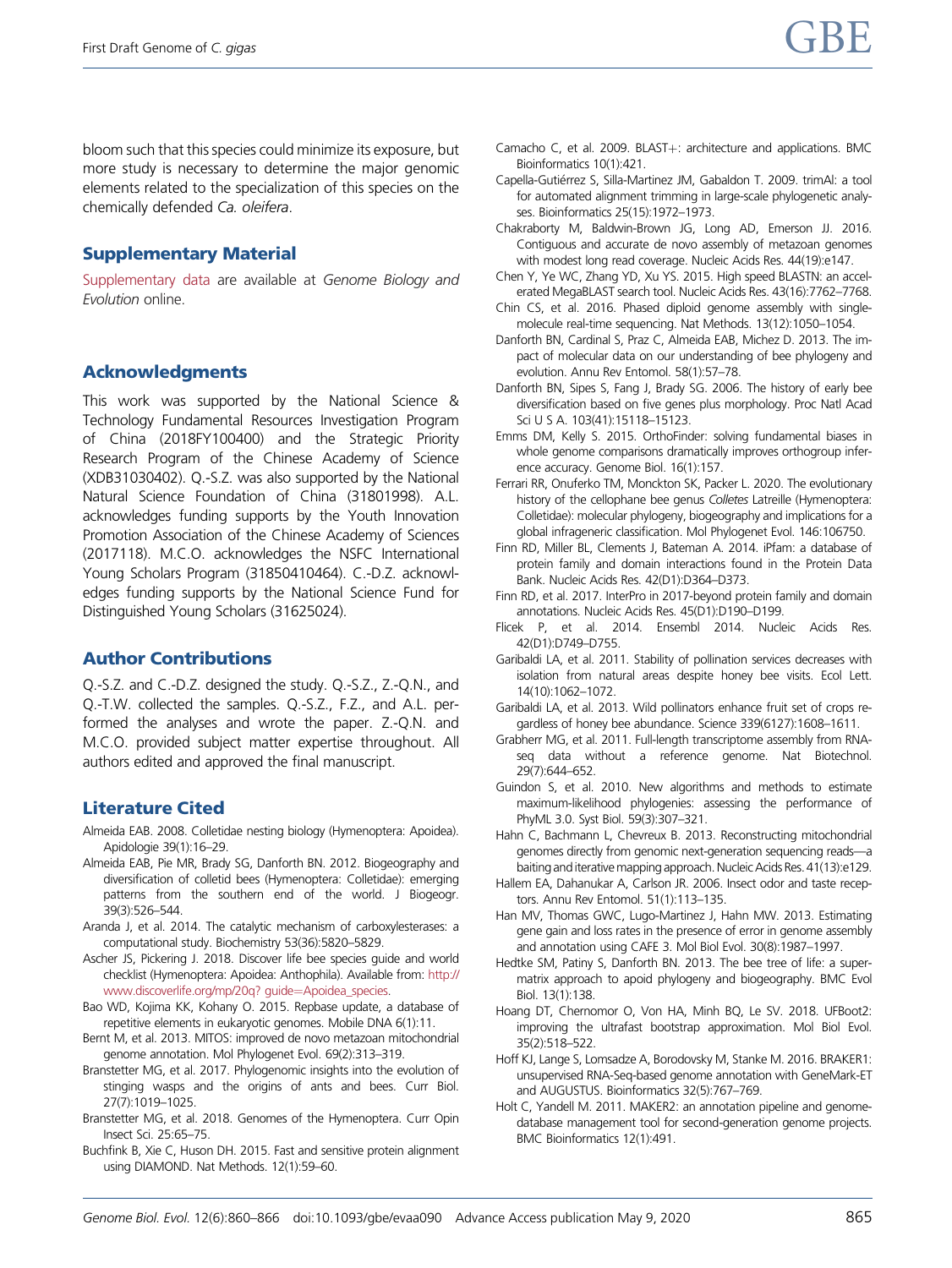bloom such that this species could minimize its exposure, but more study is necessary to determine the major genomic elements related to the specialization of this species on the chemically defended *Ca. oleifera*.

## Supplementary Material

Supplementary data are available at *Genome Biology and Evolution* online.

## Acknowledgments

This work was supported by the National Science & Technology Fundamental Resources Investigation Program of China (2018FY100400) and the Strategic Priority Research Program of the Chinese Academy of Science (XDB31030402). Q.-S.Z. was also supported by the National Natural Science Foundation of China (31801998). A.L. acknowledges funding supports by the Youth Innovation Promotion Association of the Chinese Academy of Sciences (2017118). M.C.O. acknowledges the NSFC International Young Scholars Program (31850410464). C.-D.Z. acknowledges funding supports by the National Science Fund for Distinguished Young Scholars (31625024).

## Author Contributions

Q.-S.Z. and C.-D.Z. designed the study. Q.-S.Z., Z.-Q.N., and Q.-T.W. collected the samples. Q.-S.Z., F.Z., and A.L. performed the analyses and wrote the paper. Z.-Q.N. and M.C.O. provided subject matter expertise throughout. All authors edited and approved the final manuscript.

## Literature Cited

Almeida EAB. 2008. Colletidae nesting biology (Hymenoptera: Apoidea). Apidologie 39(1):16–29.

Almeida EAB, Pie MR, Brady SG, Danforth BN. 2012. Biogeography and diversification of colletid bees (Hymenoptera: Colletidae): emerging patterns from the southern end of the world. J Biogeogr. 39(3):526–544.

Aranda J, et al. 2014. The catalytic mechanism of carboxylesterases: a computational study. Biochemistry 53(36):5820–5829.

Ascher JS, Pickering J. 2018. Discover life bee species guide and world checklist (Hymenoptera: Apoidea: Anthophila). Available from: http://www.discoverlife.org/mp/20q? guide=Apoidea_species.

Bao WD, Kojima KK, Kohany O. 2015. Repbase update, a database of repetitive elements in eukaryotic genomes. Mobile DNA 6(1):11.

Bernt M, et al. 2013. MITOS: improved de novo metazoan mitochondrial genome annotation. Mol Phylogenet Evol. 69(2):313–319.

Branstetter MG, et al. 2017. Phylogenomic insights into the evolution of stinging wasps and the origins of ants and bees. Curr Biol. 27(7):1019–1025.

Branstetter MG, et al. 2018. Genomes of the Hymenoptera. Curr Opin Insect Sci. 25:65–75.

Buchfink B, Xie C, Huson DH. 2015. Fast and sensitive protein alignment using DIAMOND. Nat Methods. 12(1):59–60.

Camacho C, et al. 2009. BLAST+: architecture and applications. BMC Bioinformatics 10(1):421.

Capella-Gutiérrez S, Silla-Martinez JM, Gabaldon T. 2009. trimAl: a tool for automated alignment trimming in large-scale phylogenetic analyses. Bioinformatics 25(15):1972–1973.

Chakraborty M, Baldwin-Brown JG, Long AD, Emerson JJ. 2016. Contiguous and accurate de novo assembly of metazoan genomes with modest long read coverage. Nucleic Acids Res. 44(19):e147.

Chen Y, Ye WC, Zhang YD, Xu YS. 2015. High speed BLASTN: an accelerated MegaBLAST search tool. Nucleic Acids Res. 43(16):7762–7768.

Chin CS, et al. 2016. Phased diploid genome assembly with single-molecule real-time sequencing. Nat Methods. 13(12):1050–1054.

Danforth BN, Cardinal S, Praz C, Almeida EAB, Michez D. 2013. The impact of molecular data on our understanding of bee phylogeny and evolution. Annu Rev Entomol. 58(1):57–78.

Danforth BN, Sipes S, Fang J, Brady SG. 2006. The history of early bee diversification based on five genes plus morphology. Proc Natl Acad Sci U S A. 103(41):15118–15123.

Emms DM, Kelly S. 2015. OrthoFinder: solving fundamental biases in whole genome comparisons dramatically improves orthogroup inference accuracy. Genome Biol. 16(1):157.

Ferrari RR, Onuferko TM, Monckton SK, Packer L. 2020. The evolutionary history of the cellophane bee genus *Colletes* Latreille (Hymenoptera: Colletidae): molecular phylogeny, biogeography and implications for a global infrageneric classification. Mol Phylogenet Evol. 146:106750.

Finn RD, Miller BL, Clements J, Bateman A. 2014. iPfam: a database of protein family and domain interactions found in the Protein Data Bank. Nucleic Acids Res. 42(D1):D364–D373.

Finn RD, et al. 2017. InterPro in 2017-beyond protein family and domain annotations. Nucleic Acids Res. 45(D1):D190–D199.

Flicek P, et al. 2014. Ensembl 2014. Nucleic Acids Res. 42(D1):D749–D755.

Garibaldi LA, et al. 2011. Stability of pollination services decreases with isolation from natural areas despite honey bee visits. Ecol Lett. 14(10):1062–1072.

Garibaldi LA, et al. 2013. Wild pollinators enhance fruit set of crops regardless of honey bee abundance. Science 339(6127):1608–1611.

Grabherr MG, et al. 2011. Full-length transcriptome assembly from RNA-seq data without a reference genome. Nat Biotechnol. 29(7):644–652.

Guindon S, et al. 2010. New algorithms and methods to estimate maximum-likelihood phylogenies: assessing the performance of PhyML 3.0. Syst Biol. 59(3):307–321.

Hahn C, Bachmann L, Chevreux B. 2013. Reconstructing mitochondrial genomes directly from genomic next-generation sequencing reads—a baiting and iterative mapping approach. Nucleic Acids Res. 41(13):e129.

Hallem EA, Dahanukar A, Carlson JR. 2006. Insect odor and taste receptors. Annu Rev Entomol. 51(1):113–135.

Han MV, Thomas GWC, Lugo-Martinez J, Hahn MW. 2013. Estimating gene gain and loss rates in the presence of error in genome assembly and annotation using CAFE 3. Mol Biol Evol. 30(8):1987–1997.

Hedtke SM, Patiny S, Danforth BN. 2013. The bee tree of life: a supermatrix approach to apoid phylogeny and biogeography. BMC Evol Biol. 13(1):138.

Hoang DT, Chernomor O, Von HA, Minh BQ, Le SV. 2018. UFBoot2: improving the ultrafast bootstrap approximation. Mol Biol Evol. 35(2):518–522.

Hoff KJ, Lange S, Lomsadze A, Borodovsky M, Stanke M. 2016. BRAKER1: unsupervised RNA-Seq-based genome annotation with GeneMark-ET and AUGUSTUS. Bioinformatics 32(5):767–769.

Holt C, Yandell M. 2011. MAKER2: an annotation pipeline and genome-database management tool for second-generation genome projects. BMC Bioinformatics 12(1):491.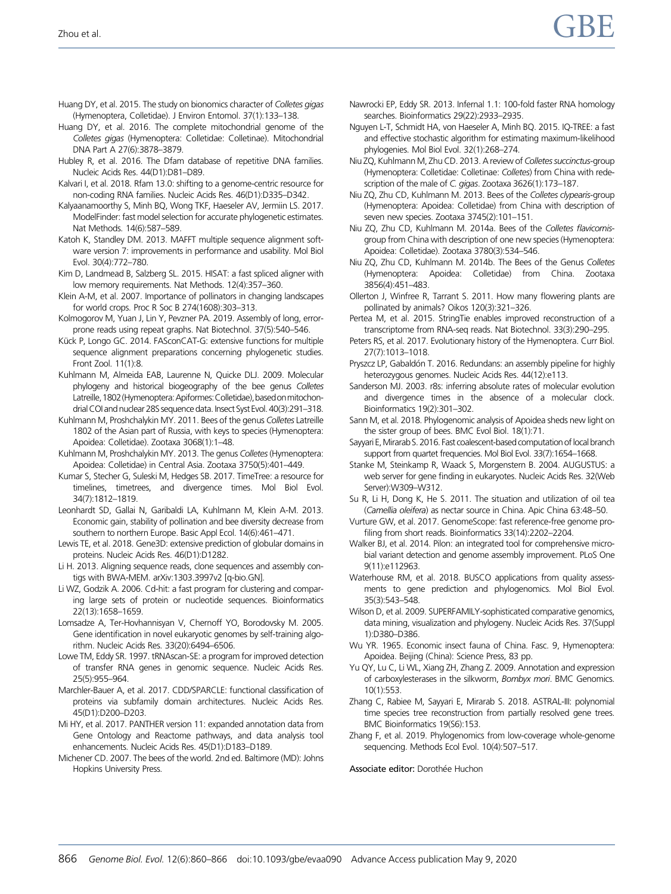Huang DY, et al. 2015. The study on bionomics character of *Colletes gigas* (Hymenoptera, Colletidae). J Environ Entomol. 37(1):133–138.

Huang DY, et al. 2016. The complete mitochondrial genome of the *Colletes gigas* (Hymenoptera: Colletidae: Colletinae). Mitochondrial DNA Part A 27(6):3878–3879.

Hubley R, et al. 2016. The Dfam database of repetitive DNA families. Nucleic Acids Res. 44(D1):D81–D89.

Kalvari I, et al. 2018. Rfam 13.0: shifting to a genome-centric resource for non-coding RNA families. Nucleic Acids Res. 46(D1):D335–D342.

Kalyaanamoorthy S, Minh BQ, Wong TKF, Haeseler AV, Jermiin LS. 2017. ModelFinder: fast model selection for accurate phylogenetic estimates. Nat Methods. 14(6):587–589.

Katoh K, Standley DM. 2013. MAFFT multiple sequence alignment software version 7: improvements in performance and usability. Mol Biol Evol. 30(4):772–780.

Kim D, Landmead B, Salzberg SL. 2015. HISAT: a fast spliced aligner with low memory requirements. Nat Methods. 12(4):357–360.

Klein A-M, et al. 2007. Importance of pollinators in changing landscapes for world crops. Proc R Soc B 274(1608):303–313.

Kolmogorov M, Yuan J, Lin Y, Pevzner PA. 2019. Assembly of long, error-prone reads using repeat graphs. Nat Biotechnol. 37(5):540–546.

Kück P, Longo GC. 2014. FASconCAT-G: extensive functions for multiple sequence alignment preparations concerning phylogenetic studies. Front Zool. 11(1):8.

Kuhlmann M, Almeida EAB, Laurenne N, Quicke DLJ. 2009. Molecular phylogeny and historical biogeography of the bee genus *Colletes* Latreille, 1802 (Hymenoptera: Apiformes: Colletidae), based on mitochondrial COI and nuclear 28S sequence data. Insect Syst Evol. 40(3):291–318.

Kuhlmann M, Proshchalykin MY. 2011. Bees of the genus *Colletes* Latreille 1802 of the Asian part of Russia, with keys to species (Hymenoptera: Apoidea: Colletidae). Zootaxa 3068(1):1–48.

Kuhlmann M, Proshchalykin MY. 2013. The genus *Colletes* (Hymenoptera: Apoidea: Colletidae) in Central Asia. Zootaxa 3750(5):401–449.

Kumar S, Stecher G, Suleski M, Hedges SB. 2017. TimeTree: a resource for timelines, timetrees, and divergence times. Mol Biol Evol. 34(7):1812–1819.

Leonhardt SD, Gallai N, Garibaldi LA, Kuhlmann M, Klein A-M. 2013. Economic gain, stability of pollination and bee diversity decrease from southern to northern Europe. Basic Appl Ecol. 14(6):461–471.

Lewis TE, et al. 2018. Gene3D: extensive prediction of globular domains in proteins. Nucleic Acids Res. 46(D1):D1282.

Li H. 2013. Aligning sequence reads, clone sequences and assembly contigs with BWA-MEM. arXiv:1303.3997v2 [q-bio.GN].

Li WZ, Godzik A. 2006. Cd-hit: a fast program for clustering and comparing large sets of protein or nucleotide sequences. Bioinformatics 22(13):1658–1659.

Lomsadze A, Ter-Hovhannisyan V, Chernoff YO, Borodovsky M. 2005. Gene identification in novel eukaryotic genomes by self-training algorithm. Nucleic Acids Res. 33(20):6494–6506.

Lowe TM, Eddy SR. 1997. tRNAscan-SE: a program for improved detection of transfer RNA genes in genomic sequence. Nucleic Acids Res. 25(5):955–964.

Marchler-Bauer A, et al. 2017. CDD/SPARCLE: functional classification of proteins via subfamily domain architectures. Nucleic Acids Res. 45(D1):D200–D203.

Mi HY, et al. 2017. PANTHER version 11: expanded annotation data from Gene Ontology and Reactome pathways, and data analysis tool enhancements. Nucleic Acids Res. 45(D1):D183–D189.

Michener CD. 2007. The bees of the world. 2nd ed. Baltimore (MD): Johns Hopkins University Press.

Nawrocki EP, Eddy SR. 2013. Infernal 1.1: 100-fold faster RNA homology searches. Bioinformatics 29(22):2933–2935.

Nguyen L-T, Schmidt HA, von Haeseler A, Minh BQ. 2015. IQ-TREE: a fast and effective stochastic algorithm for estimating maximum-likelihood phylogenies. Mol Biol Evol. 32(1):268–274.

Niu ZQ, Kuhlmann M, Zhu CD. 2013. A review of *Colletes succinctus*-group (Hymenoptera: Colletidae: Colletinae: *Colletes*) from China with redescription of the male of *C. gigas*. Zootaxa 3626(1):173–187.

Niu ZQ, Zhu CD, Kuhlmann M. 2013. Bees of the *Colletes clypearis*-group (Hymenoptera: Apoidea: Colletidae) from China with description of seven new species. Zootaxa 3745(2):101–151.

Niu ZQ, Zhu CD, Kuhlmann M. 2014a. Bees of the *Colletes flavicornis*-group from China with description of one new species (Hymenoptera: Apoidea: Colletidae). Zootaxa 3780(3):534–546.

Niu ZQ, Zhu CD, Kuhlmann M. 2014b. The Bees of the Genus *Colletes* (Hymenoptera: Apoidea: Colletidae) from China. Zootaxa 3856(4):451–483.

Ollerton J, Winfree R, Tarrant S. 2011. How many flowering plants are pollinated by animals? Oikos 120(3):321–326.

Pertea M, et al. 2015. StringTie enables improved reconstruction of a transcriptome from RNA-seq reads. Nat Biotechnol. 33(3):290–295.

Peters RS, et al. 2017. Evolutionary history of the Hymenoptera. Curr Biol. 27(7):1013–1018.

Pryszcz LP, Gabaldón T. 2016. Redundans: an assembly pipeline for highly heterozygous genomes. Nucleic Acids Res. 44(12):e113.

Sanderson MJ. 2003. r8s: inferring absolute rates of molecular evolution and divergence times in the absence of a molecular clock. Bioinformatics 19(2):301–302.

Sann M, et al. 2018. Phylogenomic analysis of Apoidea sheds new light on the sister group of bees. BMC Evol Biol. 18(1):71.

Sayyari E, Mirarab S. 2016. Fast coalescent-based computation of local branch support from quartet frequencies. Mol Biol Evol. 33(7):1654–1668.

Stanke M, Steinkamp R, Waack S, Morgenstern B. 2004. AUGUSTUS: a web server for gene finding in eukaryotes. Nucleic Acids Res. 32(Web Server):W309–W312.

Su R, Li H, Dong K, He S. 2011. The situation and utilization of oil tea (*Camellia oleifera*) as nectar source in China. Apic China 63:48–50.

Vurture GW, et al. 2017. GenomeScope: fast reference-free genome profiling from short reads. Bioinformatics 33(14):2202–2204.

Walker BJ, et al. 2014. Pilon: an integrated tool for comprehensive microbial variant detection and genome assembly improvement. PLoS One 9(11):e112963.

Waterhouse RM, et al. 2018. BUSCO applications from quality assessments to gene prediction and phylogenomics. Mol Biol Evol. 35(3):543–548.

Wilson D, et al. 2009. SUPERFAMILY-sophisticated comparative genomics, data mining, visualization and phylogeny. Nucleic Acids Res. 37(Suppl 1):D380–D386.

Wu YR. 1965. Economic insect fauna of China. Fasc. 9, Hymenoptera: Apoidea. Beijing (China): Science Press, 83 pp.

Yu QY, Lu C, Li WL, Xiang ZH, Zhang Z. 2009. Annotation and expression of carboxylesterases in the silkworm, *Bombyx mori*. BMC Genomics. 10(1):553.

Zhang C, Rabiee M, Sayyari E, Mirarab S. 2018. ASTRAL-III: polynomial time species tree reconstruction from partially resolved gene trees. BMC Bioinformatics 19(S6):153.

Zhang F, et al. 2019. Phylogenomics from low-coverage whole-genome sequencing. Methods Ecol Evol. 10(4):507–517.

**Associate editor:** Dorothée Huchon